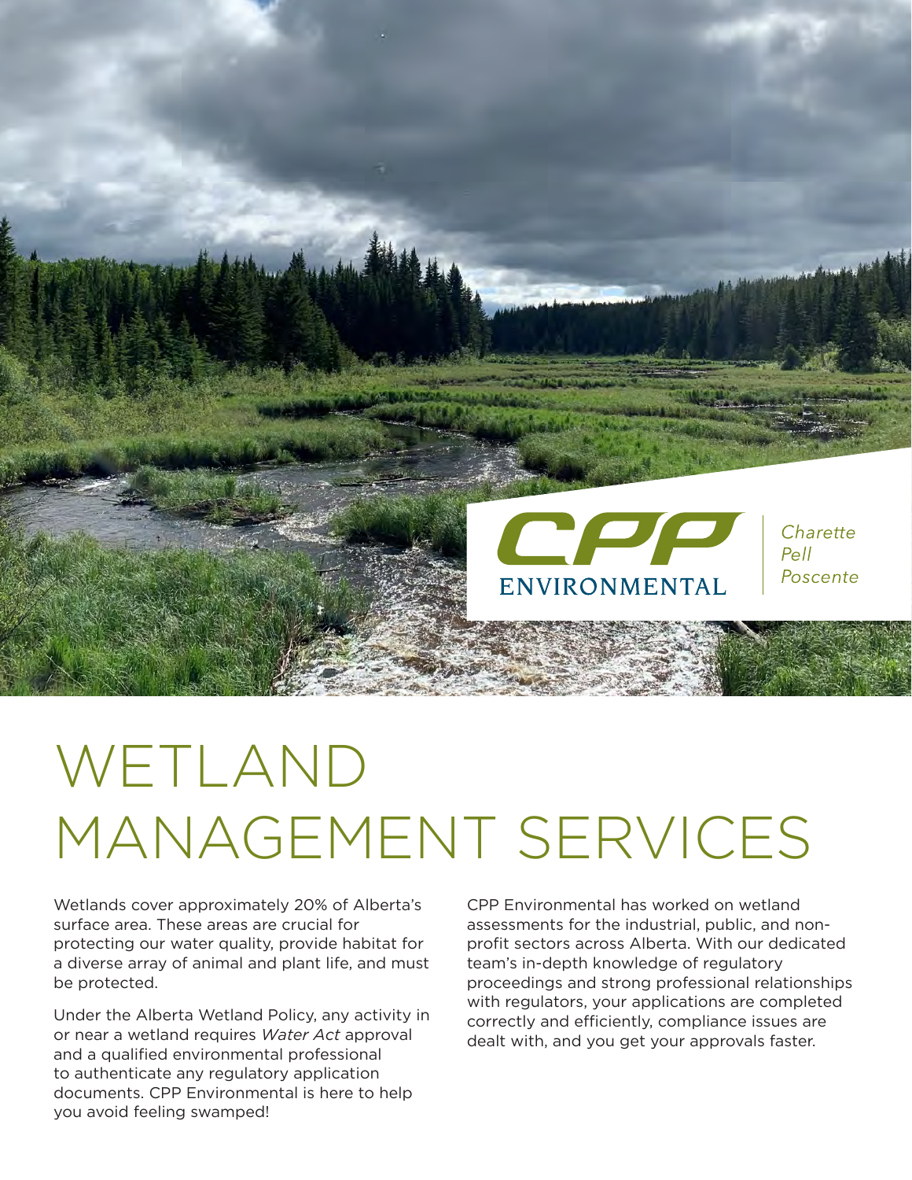CPP ENVIRONMENTAL

*Charette Pell Poscente*

# WETLAND MANAGEMENT SERVICES

Wetlands cover approximately 20% of Alberta's surface area. These areas are crucial for protecting our water quality, provide habitat for a diverse array of animal and plant life, and must be protected.

Under the Alberta Wetland Policy, any activity in or near a wetland requires *Water Act* approval and a qualified environmental professional to authenticate any regulatory application documents. CPP Environmental is here to help you avoid feeling swamped!

CPP Environmental has worked on wetland assessments for the industrial, public, and non-profit sectors across Alberta. With our dedicated team's in-depth knowledge of regulatory proceedings and strong professional relationships with regulators, your applications are completed correctly and efficiently, compliance issues are dealt with, and you get your approvals faster.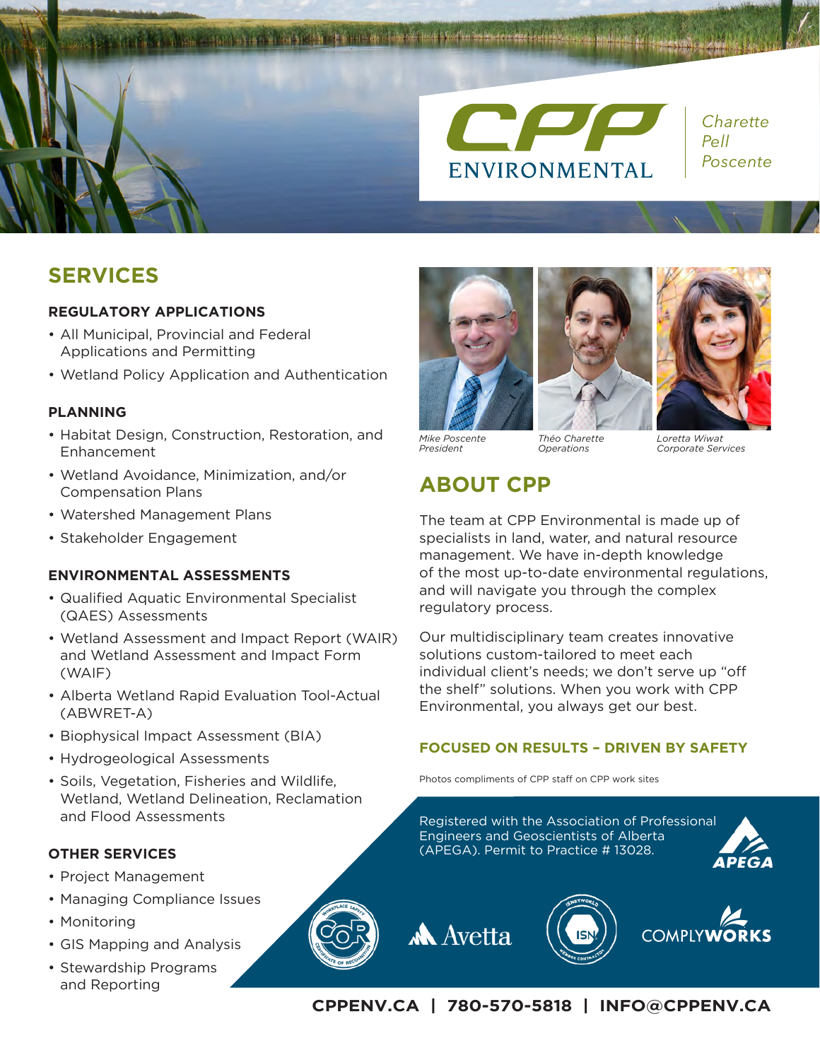CPP ENVIRONMENTAL

*Charette Pell Poscente*

## SERVICES

### REGULATORY APPLICATIONS

- All Municipal, Provincial and Federal Applications and Permitting
- Wetland Policy Application and Authentication

### PLANNING

- Habitat Design, Construction, Restoration, and Enhancement
- Wetland Avoidance, Minimization, and/or Compensation Plans
- Watershed Management Plans
- Stakeholder Engagement

### ENVIRONMENTAL ASSESSMENTS

- Qualified Aquatic Environmental Specialist (QAES) Assessments
- Wetland Assessment and Impact Report (WAIR) and Wetland Assessment and Impact Form (WAIF)
- Alberta Wetland Rapid Evaluation Tool-Actual (ABWRET-A)
- Biophysical Impact Assessment (BIA)
- Hydrogeological Assessments
- Soils, Vegetation, Fisheries and Wildlife, Wetland, Wetland Delineation, Reclamation and Flood Assessments

### OTHER SERVICES

- Project Management
- Managing Compliance Issues
- Monitoring
- GIS Mapping and Analysis
- Stewardship Programs and Reporting

*Mike Poscente*
*President*

*Théo Charette*
*Operations*

*Loretta Wiwat*
*Corporate Services*

## ABOUT CPP

The team at CPP Environmental is made up of specialists in land, water, and natural resource management. We have in-depth knowledge of the most up-to-date environmental regulations, and will navigate you through the complex regulatory process.

Our multidisciplinary team creates innovative solutions custom-tailored to meet each individual client's needs; we don't serve up "off the shelf" solutions. When you work with CPP Environmental, you always get our best.

### FOCUSED ON RESULTS – DRIVEN BY SAFETY

Photos compliments of CPP staff on CPP work sites

Registered with the Association of Professional Engineers and Geoscientists of Alberta (APEGA). Permit to Practice # 13028.

APEGA

COR — Workplace Safety Certificate of Recognition

Avetta

ISNetworld Member Contractor

COMPLYWORKS

**CPPENV.CA | 780-570-5818 | INFO@CPPENV.CA**